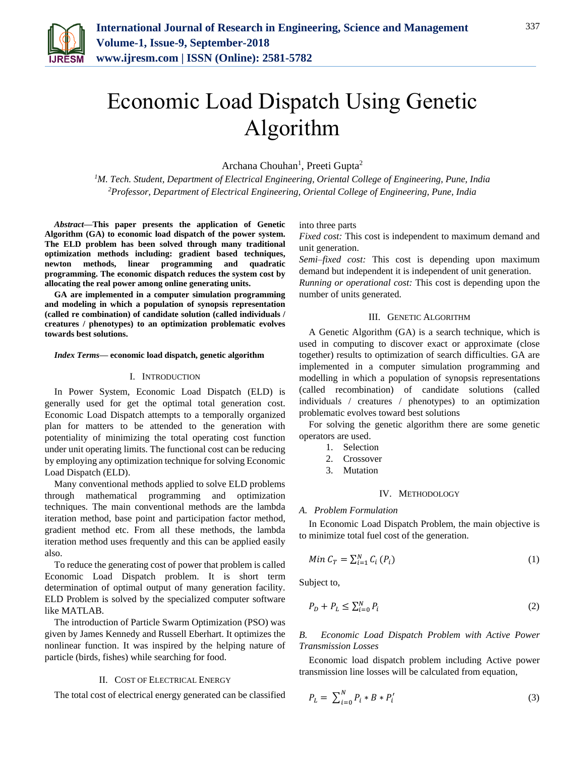# Economic Load Dispatch Using Genetic Algorithm

Archana Chouhan[1], Preeti Gupta[2]

[1]*M. Tech. Student, Department of Electrical Engineering, Oriental College of Engineering, Pune, India*
[2]*Professor, Department of Electrical Engineering, Oriental College of Engineering, Pune, India*

***Abstract*—This paper presents the application of Genetic Algorithm (GA) to economic load dispatch of the power system. The ELD problem has been solved through many traditional optimization methods including: gradient based techniques, newton methods, linear programming and quadratic programming. The economic dispatch reduces the system cost by allocating the real power among online generating units.**

**GA are implemented in a computer simulation programming and modeling in which a population of synopsis representation (called re combination) of candidate solution (called individuals / creatures / phenotypes) to an optimization problematic evolves towards best solutions.**

***Index Terms*— economic load dispatch, genetic algorithm**

## I. Introduction

In Power System, Economic Load Dispatch (ELD) is generally used for get the optimal total generation cost. Economic Load Dispatch attempts to a temporally organized plan for matters to be attended to the generation with potentiality of minimizing the total operating cost function under unit operating limits. The functional cost can be reducing by employing any optimization technique for solving Economic Load Dispatch (ELD).

Many conventional methods applied to solve ELD problems through mathematical programming and optimization techniques. The main conventional methods are the lambda iteration method, base point and participation factor method, gradient method etc. From all these methods, the lambda iteration method uses frequently and this can be applied easily also.

To reduce the generating cost of power that problem is called Economic Load Dispatch problem. It is short term determination of optimal output of many generation facility. ELD Problem is solved by the specialized computer software like MATLAB.

The introduction of Particle Swarm Optimization (PSO) was given by James Kennedy and Russell Eberhart. It optimizes the nonlinear function. It was inspired by the helping nature of particle (birds, fishes) while searching for food.

## II. Cost of Electrical Energy

The total cost of electrical energy generated can be classified into three parts

*Fixed cost:* This cost is independent to maximum demand and unit generation.

*Semi–fixed cost:* This cost is depending upon maximum demand but independent it is independent of unit generation.

*Running or operational cost:* This cost is depending upon the number of units generated.

## III. Genetic Algorithm

A Genetic Algorithm (GA) is a search technique, which is used in computing to discover exact or approximate (close together) results to optimization of search difficulties. GA are implemented in a computer simulation programming and modelling in which a population of synopsis representations (called recombination) of candidate solutions (called individuals / creatures / phenotypes) to an optimization problematic evolves toward best solutions

For solving the genetic algorithm there are some genetic operators are used.

1. Selection
2. Crossover
3. Mutation

## IV. Methodology

### A. Problem Formulation

In Economic Load Dispatch Problem, the main objective is to minimize total fuel cost of the generation.

$$Min\ C_T = \sum_{i=1}^{N} C_i\,(P_i) \tag{1}$$

Subject to,

$$P_D + P_L \leq \sum_{i=0}^{N} P_i \tag{2}$$

### B. Economic Load Dispatch Problem with Active Power Transmission Losses

Economic load dispatch problem including Active power transmission line losses will be calculated from equation,

$$P_L = \sum_{i=0}^{N} P_i * B * P_i' \tag{3}$$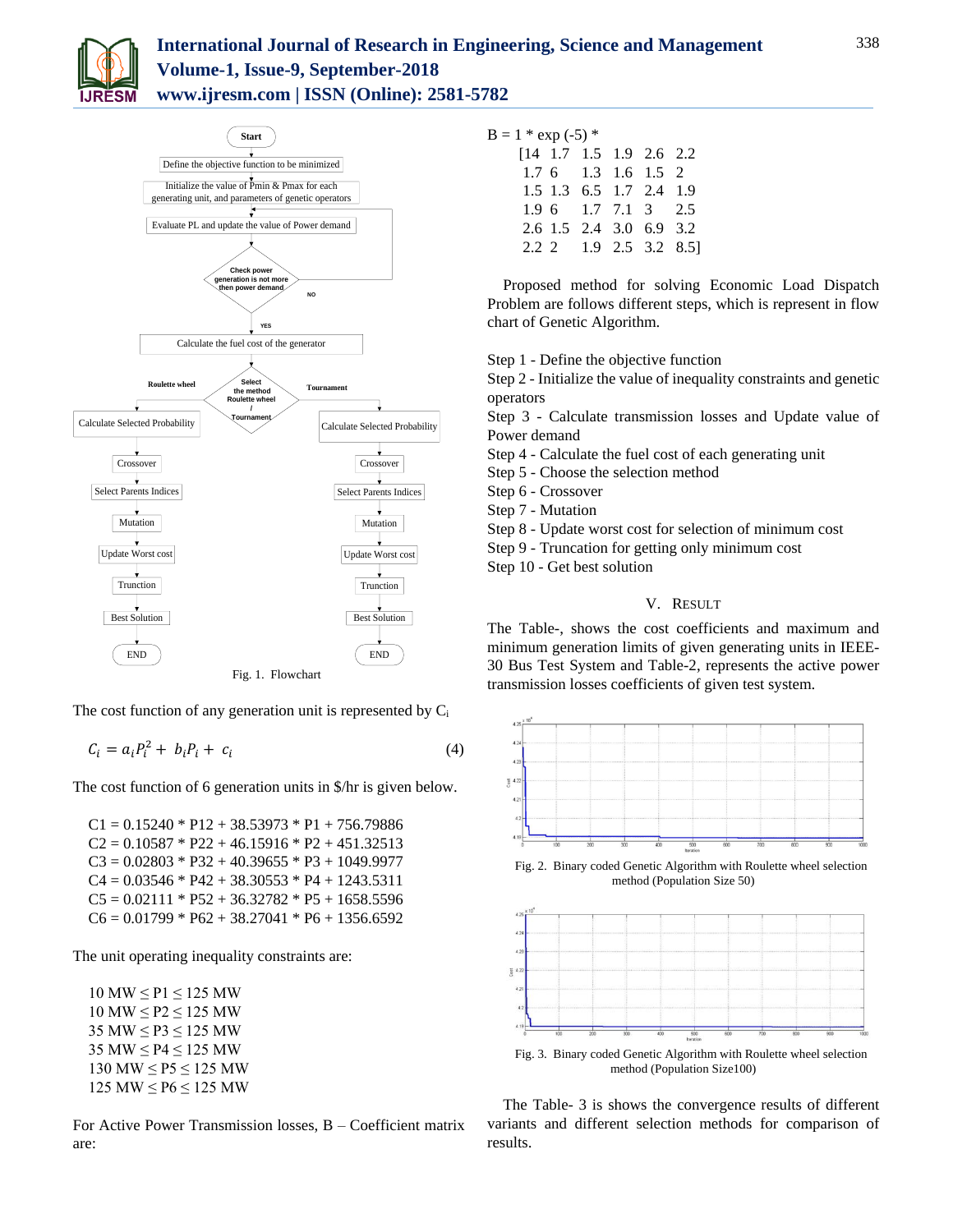Fig. 1. Flowchart

The cost function of any generation unit is represented by $C_i$

$$C_i = a_i P_i^2 + b_i P_i + c_i \tag{4}$$

The cost function of 6 generation units in $/hr is given below.

C1 = 0.15240 * P12 + 38.53973 * P1 + 756.79886
C2 = 0.10587 * P22 + 46.15916 * P2 + 451.32513
C3 = 0.02803 * P32 + 40.39655 * P3 + 1049.9977
C4 = 0.03546 * P42 + 38.30553 * P4 + 1243.5311
C5 = 0.02111 * P52 + 36.32782 * P5 + 1658.5596
C6 = 0.01799 * P62 + 38.27041 * P6 + 1356.6592

The unit operating inequality constraints are:

10 MW ≤ P1 ≤ 125 MW
10 MW ≤ P2 ≤ 125 MW
35 MW ≤ P3 ≤ 125 MW
35 MW ≤ P4 ≤ 125 MW
130 MW ≤ P5 ≤ 125 MW
125 MW ≤ P6 ≤ 125 MW

For Active Power Transmission losses, B – Coefficient matrix are:

B = 1 * exp (-5) *
[14 1.7 1.5 1.9 2.6 2.2
1.7 6 1.3 1.6 1.5 2
1.5 1.3 6.5 1.7 2.4 1.9
1.9 6 1.7 7.1 3 2.5
2.6 1.5 2.4 3.0 6.9 3.2
2.2 2 1.9 2.5 3.2 8.5]

Proposed method for solving Economic Load Dispatch Problem are follows different steps, which is represent in flow chart of Genetic Algorithm.

Step 1 - Define the objective function
Step 2 - Initialize the value of inequality constraints and genetic operators
Step 3 - Calculate transmission losses and Update value of Power demand
Step 4 - Calculate the fuel cost of each generating unit
Step 5 - Choose the selection method
Step 6 - Crossover
Step 7 - Mutation
Step 8 - Update worst cost for selection of minimum cost
Step 9 - Truncation for getting only minimum cost
Step 10 - Get best solution

## V. RESULT

The Table-, shows the cost coefficients and maximum and minimum generation limits of given generating units in IEEE-30 Bus Test System and Table-2, represents the active power transmission losses coefficients of given test system.

Fig. 2. Binary coded Genetic Algorithm with Roulette wheel selection method (Population Size 50)

Fig. 3. Binary coded Genetic Algorithm with Roulette wheel selection method (Population Size100)

The Table- 3 is shows the convergence results of different variants and different selection methods for comparison of results.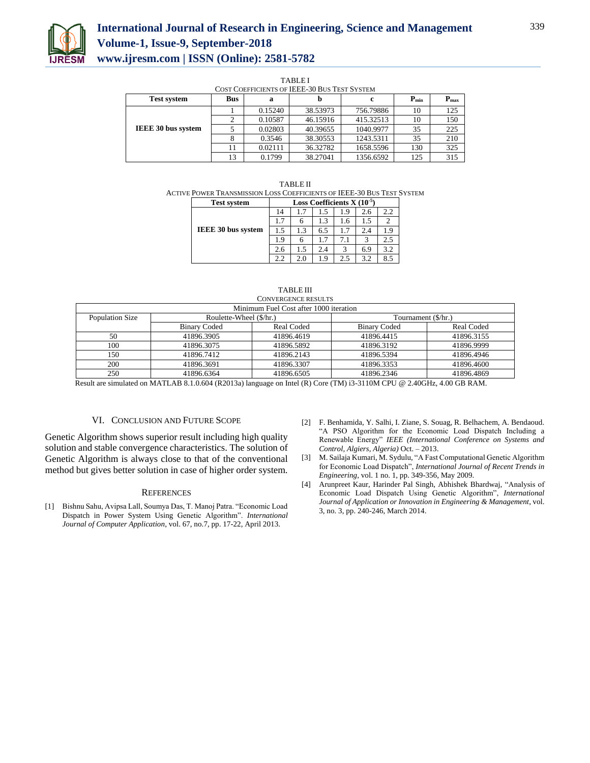TABLE I

COST COEFFICIENTS OF IEEE-30 BUS TEST SYSTEM

| Test system | Bus | a | b | c | $P_{min}$ | $P_{max}$ |
|---|---|---|---|---|---|---|
| **IEEE 30 bus system** | 1 | 0.15240 | 38.53973 | 756.79886 | 10 | 125 |
| | 2 | 0.10587 | 46.15916 | 415.32513 | 10 | 150 |
| | 5 | 0.02803 | 40.39655 | 1040.9977 | 35 | 225 |
| | 8 | 0.3546 | 38.30553 | 1243.5311 | 35 | 210 |
| | 11 | 0.02111 | 36.32782 | 1658.5596 | 130 | 325 |
| | 13 | 0.1799 | 38.27041 | 1356.6592 | 125 | 315 |

TABLE II

ACTIVE POWER TRANSMISSION LOSS COEFFICIENTS OF IEEE-30 BUS TEST SYSTEM

| Test system | Loss Coefficients X ($10^{-5}$) | | | | | |
|---|---|---|---|---|---|---|
| **IEEE 30 bus system** | 14 | 1.7 | 1.5 | 1.9 | 2.6 | 2.2 |
| | 1.7 | 6 | 1.3 | 1.6 | 1.5 | 2 |
| | 1.5 | 1.3 | 6.5 | 1.7 | 2.4 | 1.9 |
| | 1.9 | 6 | 1.7 | 7.1 | 3 | 2.5 |
| | 2.6 | 1.5 | 2.4 | 3 | 6.9 | 3.2 |
| | 2.2 | 2.0 | 1.9 | 2.5 | 3.2 | 8.5 |

TABLE III

CONVERGENCE RESULTS

| Minimum Fuel Cost after 1000 iteration | | | | |
|---|---|---|---|---|
| Population Size | Roulette-Wheel ($/hr.) | | Tournament ($/hr.) | |
| | Binary Coded | Real Coded | Binary Coded | Real Coded |
| 50 | 41896.3905 | 41896.4619 | 41896.4415 | 41896.3155 |
| 100 | 41896.3075 | 41896.5892 | 41896.3192 | 41896.9999 |
| 150 | 41896.7412 | 41896.2143 | 41896.5394 | 41896.4946 |
| 200 | 41896.3691 | 41896.3307 | 41896.3353 | 41896.4600 |
| 250 | 41896.6364 | 41896.6505 | 41896.2346 | 41896.4869 |

Result are simulated on MATLAB 8.1.0.604 (R2013a) language on Intel (R) Core (TM) i3-3110M CPU @ 2.40GHz, 4.00 GB RAM.

## VI. CONCLUSION AND FUTURE SCOPE

Genetic Algorithm shows superior result including high quality solution and stable convergence characteristics. The solution of Genetic Algorithm is always close to that of the conventional method but gives better solution in case of higher order system.

## REFERENCES

[1] Bishnu Sahu, Avipsa Lall, Soumya Das, T. Manoj Patra. "Economic Load Dispatch in Power System Using Genetic Algorithm". *International Journal of Computer Application*, vol. 67, no.7, pp. 17-22, April 2013.

[2] F. Benhamida, Y. Salhi, I. Ziane, S. Souag, R. Belhachem, A. Bendaoud. "A PSO Algorithm for the Economic Load Dispatch Including a Renewable Energy" *IEEE (International Conference on Systems and Control, Algiers, Algeria)* Oct. – 2013.

[3] M. Sailaja Kumari, M. Sydulu, "A Fast Computational Genetic Algorithm for Economic Load Dispatch", *International Journal of Recent Trends in Engineering*, vol. 1 no. 1, pp. 349-356, May 2009.

[4] Arunpreet Kaur, Harinder Pal Singh, Abhishek Bhardwaj, "Analysis of Economic Load Dispatch Using Genetic Algorithm", *International Journal of Application or Innovation in Engineering & Management*, vol. 3, no. 3, pp. 240-246, March 2014.